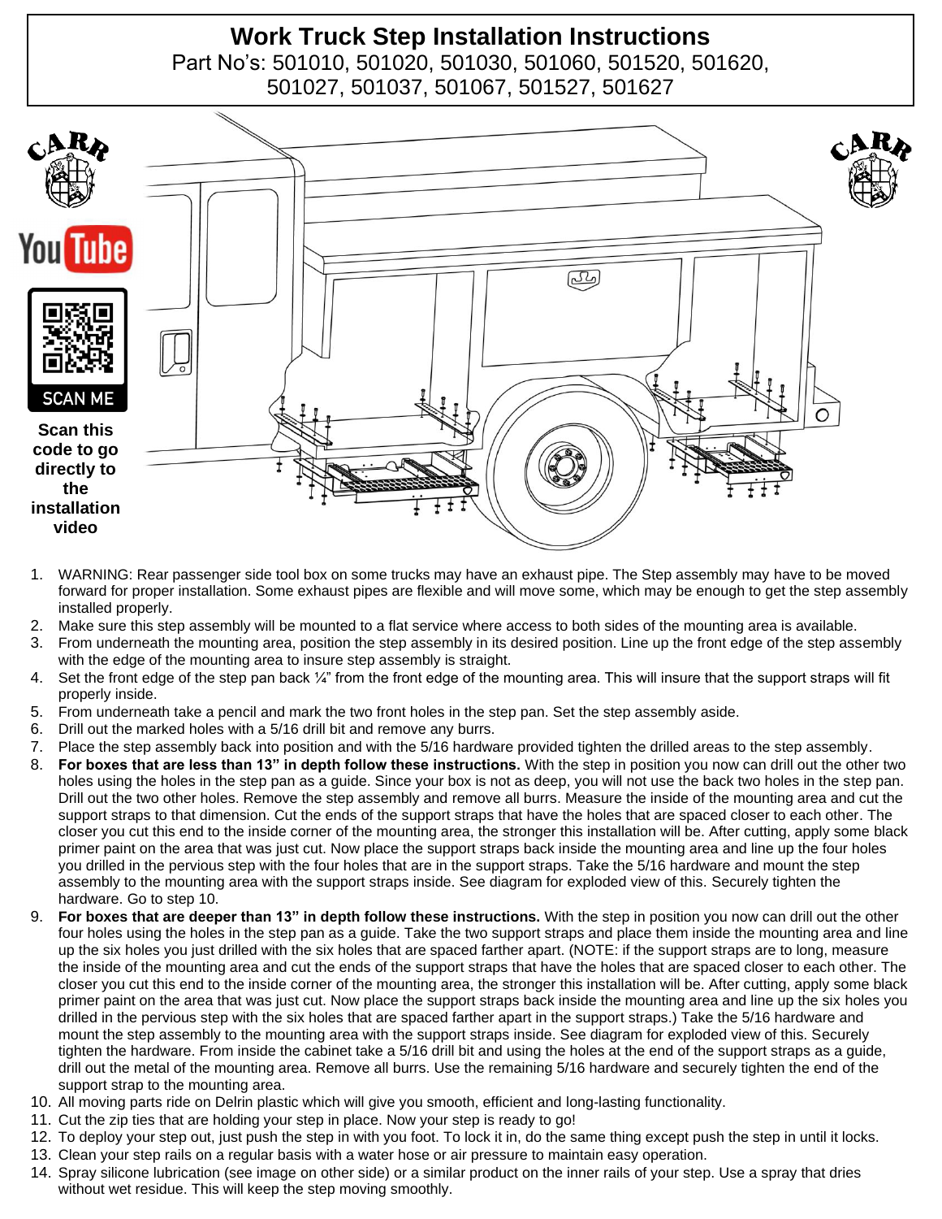# Work Truck Step Installation Instructions

Part No's: 501010, 501020, 501030, 501060, 501520, 501620, 501027, 501037, 501067, 501527, 501627

SCAN ME

**Scan this code to go directly to the installation video**

1. WARNING: Rear passenger side tool box on some trucks may have an exhaust pipe. The Step assembly may have to be moved forward for proper installation. Some exhaust pipes are flexible and will move some, which may be enough to get the step assembly installed properly.
2. Make sure this step assembly will be mounted to a flat service where access to both sides of the mounting area is available.
3. From underneath the mounting area, position the step assembly in its desired position. Line up the front edge of the step assembly with the edge of the mounting area to insure step assembly is straight.
4. Set the front edge of the step pan back ¼" from the front edge of the mounting area. This will insure that the support straps will fit properly inside.
5. From underneath take a pencil and mark the two front holes in the step pan. Set the step assembly aside.
6. Drill out the marked holes with a 5/16 drill bit and remove any burrs.
7. Place the step assembly back into position and with the 5/16 hardware provided tighten the drilled areas to the step assembly.
8. **For boxes that are less than 13" in depth follow these instructions.** With the step in position you now can drill out the other two holes using the holes in the step pan as a guide. Since your box is not as deep, you will not use the back two holes in the step pan. Drill out the two other holes. Remove the step assembly and remove all burrs. Measure the inside of the mounting area and cut the support straps to that dimension. Cut the ends of the support straps that have the holes that are spaced closer to each other. The closer you cut this end to the inside corner of the mounting area, the stronger this installation will be. After cutting, apply some black primer paint on the area that was just cut. Now place the support straps back inside the mounting area and line up the four holes you drilled in the pervious step with the four holes that are in the support straps. Take the 5/16 hardware and mount the step assembly to the mounting area with the support straps inside. See diagram for exploded view of this. Securely tighten the hardware. Go to step 10.
9. **For boxes that are deeper than 13" in depth follow these instructions.** With the step in position you now can drill out the other four holes using the holes in the step pan as a guide. Take the two support straps and place them inside the mounting area and line up the six holes you just drilled with the six holes that are spaced farther apart. (NOTE: if the support straps are to long, measure the inside of the mounting area and cut the ends of the support straps that have the holes that are spaced closer to each other. The closer you cut this end to the inside corner of the mounting area, the stronger this installation will be. After cutting, apply some black primer paint on the area that was just cut. Now place the support straps back inside the mounting area and line up the six holes you drilled in the pervious step with the six holes that are spaced farther apart in the support straps.) Take the 5/16 hardware and mount the step assembly to the mounting area with the support straps inside. See diagram for exploded view of this. Securely tighten the hardware. From inside the cabinet take a 5/16 drill bit and using the holes at the end of the support straps as a guide, drill out the metal of the mounting area. Remove all burrs. Use the remaining 5/16 hardware and securely tighten the end of the support strap to the mounting area.
10. All moving parts ride on Delrin plastic which will give you smooth, efficient and long-lasting functionality.
11. Cut the zip ties that are holding your step in place. Now your step is ready to go!
12. To deploy your step out, just push the step in with you foot. To lock it in, do the same thing except push the step in until it locks.
13. Clean your step rails on a regular basis with a water hose or air pressure to maintain easy operation.
14. Spray silicone lubrication (see image on other side) or a similar product on the inner rails of your step. Use a spray that dries without wet residue. This will keep the step moving smoothly.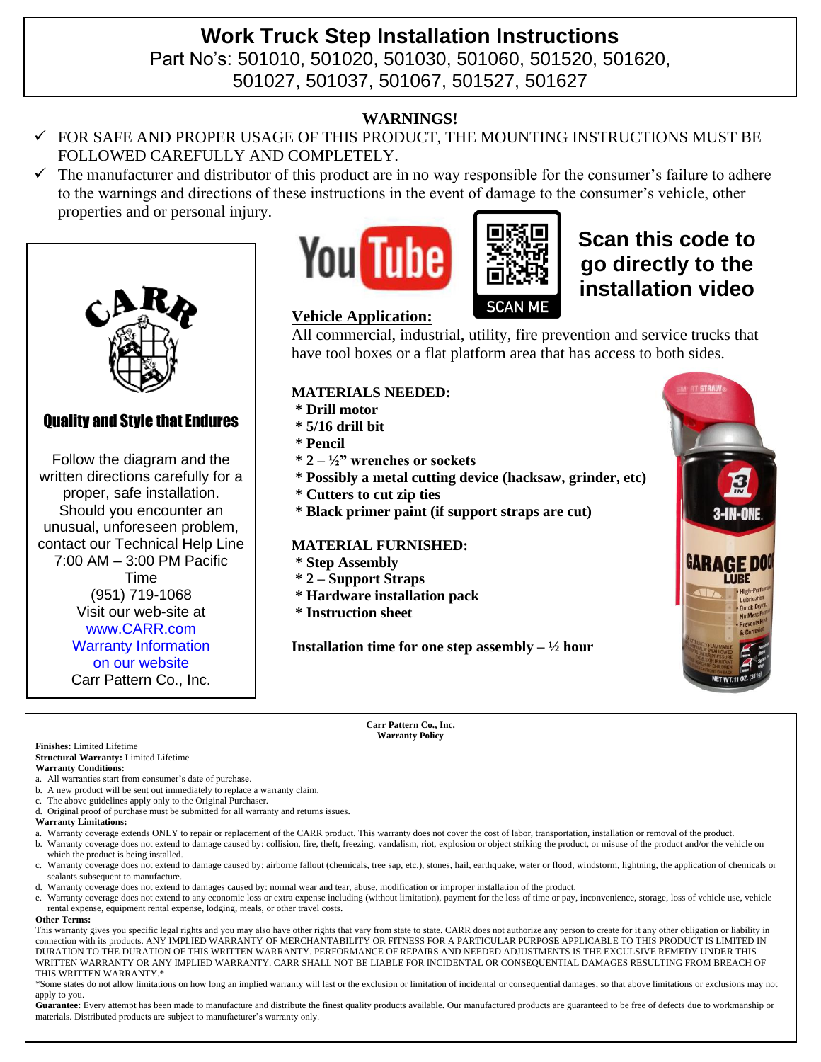# Work Truck Step Installation Instructions

Part No's: 501010, 501020, 501030, 501060, 501520, 501620, 501027, 501037, 501067, 501527, 501627

**WARNINGS!**

- ✓ FOR SAFE AND PROPER USAGE OF THIS PRODUCT, THE MOUNTING INSTRUCTIONS MUST BE FOLLOWED CAREFULLY AND COMPLETELY.
- ✓ The manufacturer and distributor of this product are in no way responsible for the consumer's failure to adhere to the warnings and directions of these instructions in the event of damage to the consumer's vehicle, other properties and or personal injury.

CARR

**Quality and Style that Endures**

Follow the diagram and the written directions carefully for a proper, safe installation. Should you encounter an unusual, unforeseen problem, contact our Technical Help Line 7:00 AM – 3:00 PM Pacific Time (951) 719-1068 Visit our web-site at www.CARR.com Warranty Information on our website Carr Pattern Co., Inc.

SCAN ME

**Scan this code to go directly to the installation video**

**Vehicle Application:**

All commercial, industrial, utility, fire prevention and service trucks that have tool boxes or a flat platform area that has access to both sides.

**MATERIALS NEEDED:**

- **Drill motor**
- **5/16 drill bit**
- **Pencil**
- **2 – ½" wrenches or sockets**
- **Possibly a metal cutting device (hacksaw, grinder, etc)**
- **Cutters to cut zip ties**
- **Black primer paint (if support straps are cut)**

**MATERIAL FURNISHED:**

- **Step Assembly**
- **2 – Support Straps**
- **Hardware installation pack**
- **Instruction sheet**

**Installation time for one step assembly – ½ hour**

**Carr Pattern Co., Inc.**
**Warranty Policy**

**Finishes:** Limited Lifetime
**Structural Warranty:** Limited Lifetime
**Warranty Conditions:**

a. All warranties start from consumer's date of purchase.
b. A new product will be sent out immediately to replace a warranty claim.
c. The above guidelines apply only to the Original Purchaser.
d. Original proof of purchase must be submitted for all warranty and returns issues.

**Warranty Limitations:**

a. Warranty coverage extends ONLY to repair or replacement of the CARR product. This warranty does not cover the cost of labor, transportation, installation or removal of the product.
b. Warranty coverage does not extend to damage caused by: collision, fire, theft, freezing, vandalism, riot, explosion or object striking the product, or misuse of the product and/or the vehicle on which the product is being installed.
c. Warranty coverage does not extend to damage caused by: airborne fallout (chemicals, tree sap, etc.), stones, hail, earthquake, water or flood, windstorm, lightning, the application of chemicals or sealants subsequent to manufacture.
d. Warranty coverage does not extend to damages caused by: normal wear and tear, abuse, modification or improper installation of the product.
e. Warranty coverage does not extend to any economic loss or extra expense including (without limitation), payment for the loss of time or pay, inconvenience, storage, loss of vehicle use, vehicle rental expense, equipment rental expense, lodging, meals, or other travel costs.

**Other Terms:**

This warranty gives you specific legal rights and you may also have other rights that vary from state to state. CARR does not authorize any person to create for it any other obligation or liability in connection with its products. ANY IMPLIED WARRANTY OF MERCHANTABILITY OR FITNESS FOR A PARTICULAR PURPOSE APPLICABLE TO THIS PRODUCT IS LIMITED IN DURATION TO THE DURATION OF THIS WRITTEN WARRANTY. PERFORMANCE OF REPAIRS AND NEEDED ADJUSTMENTS IS THE EXCULSIVE REMEDY UNDER THIS WRITTEN WARRANTY OR ANY IMPLIED WARRANTY. CARR SHALL NOT BE LIABLE FOR INCIDENTAL OR CONSEQUENTIAL DAMAGES RESULTING FROM BREACH OF THIS WRITTEN WARRANTY.*

*Some states do not allow limitations on how long an implied warranty will last or the exclusion or limitation of incidental or consequential damages, so that above limitations or exclusions may not apply to you.

**Guarantee:** Every attempt has been made to manufacture and distribute the finest quality products available. Our manufactured products are guaranteed to be free of defects due to workmanship or materials. Distributed products are subject to manufacturer's warranty only.